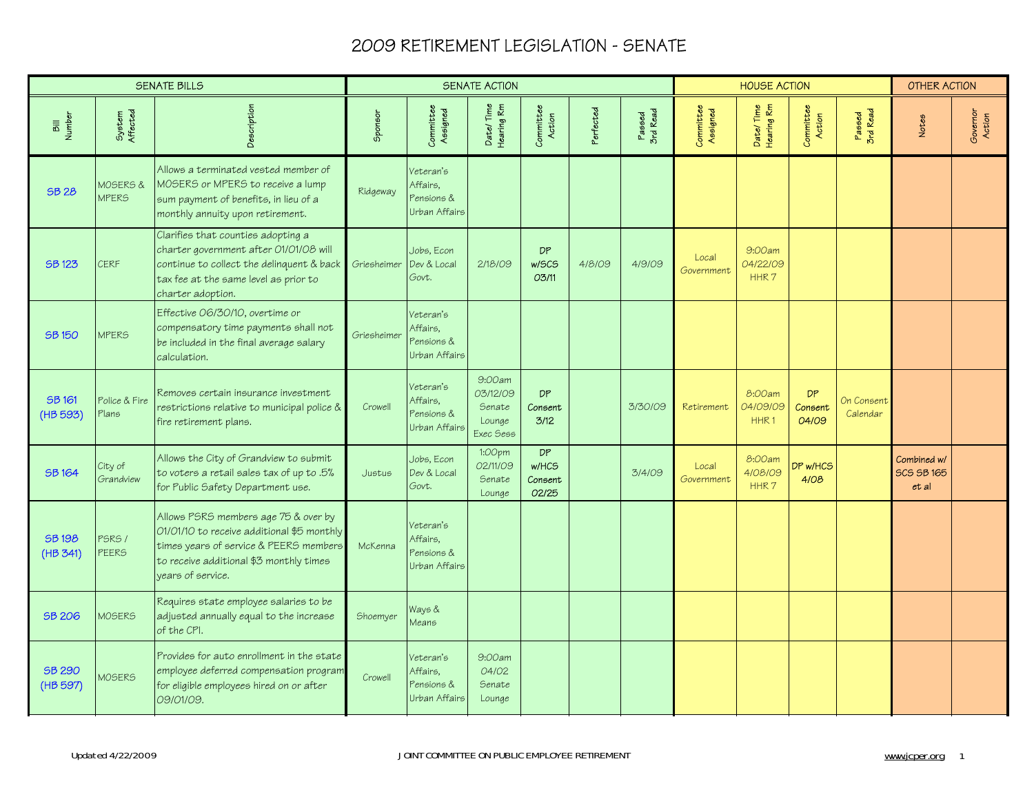# 2009 RETIREMENT LEGISLATION - SENATE

| SENATE BILLS | | | SENATE ACTION | | | | | | HOUSE ACTION | | | | OTHER ACTION | |
|---|---|---|---|---|---|---|---|---|---|---|---|---|---|---|
| Bill Number | System Affected | Description | Sponsor | Committee Assigned | Date/Time Hearing Rm | Committee Action | Perfected | Passed 3rd Read | Committee Assigned | Date/Time Hearing Rm | Committee Action | Passed 3rd Read | Notes | Governor Action |
| SB 28 | MOSERS & MPERS | Allows a terminated vested member of MOSERS or MPERS to receive a lump sum payment of benefits, in lieu of a monthly annuity upon retirement. | Ridgeway | Veteran's Affairs, Pensions & Urban Affairs | | | | | | | | | | |
| SB 123 | CERF | Clarifies that counties adopting a charter government after 01/01/08 will continue to collect the delinquent & back tax fee at the same level as prior to charter adoption. | Griesheimer | Jobs, Econ Dev & Local Govt. | 2/18/09 | DP w/SCS 03/11 | 4/8/09 | 4/9/09 | Local Government | 9:00am 04/22/09 HHR 7 | | | | |
| SB 150 | MPERS | Effective 06/30/10, overtime or compensatory time payments shall not be included in the final average salary calculation. | Griesheimer | Veteran's Affairs, Pensions & Urban Affairs | | | | | | | | | | |
| SB 161 (HB 593) | Police & Fire Plans | Removes certain insurance investment restrictions relative to municipal police & fire retirement plans. | Crowell | Veteran's Affairs, Pensions & Urban Affairs | 9:00am 03/12/09 Senate Lounge Exec Sess | DP Consent 3/12 | | 3/30/09 | Retirement | 8:00am 04/09/09 HHR 1 | DP Consent 04/09 | On Consent Calendar | | |
| SB 164 | City of Grandview | Allows the City of Grandview to submit to voters a retail sales tax of up to .5% for Public Safety Department use. | Justus | Jobs, Econ Dev & Local Govt. | 1:00pm 02/11/09 Senate Lounge | DP w/HCS Consent 02/25 | | 3/4/09 | Local Government | 8:00am 4/08/09 HHR 7 | DP w/HCS 4/08 | | Combined w/ SCS SB 165 et al | |
| SB 198 (HB 341) | PSRS / PEERS | Allows PSRS members age 75 & over by 01/01/10 to receive additional $5 monthly times years of service & PEERS members to receive additional $3 monthly times years of service. | McKenna | Veteran's Affairs, Pensions & Urban Affairs | | | | | | | | | | |
| SB 206 | MOSERS | Requires state employee salaries to be adjusted annually equal to the increase of the CPI. | Shoemyer | Ways & Means | | | | | | | | | | |
| SB 290 (HB 597) | MOSERS | Provides for auto enrollment in the state employee deferred compensation program for eligible employees hired on or after 09/01/09. | Crowell | Veteran's Affairs, Pensions & Urban Affairs | 9:00am 04/02 Senate Lounge | | | | | | | | | |

Updated 4/22/2009 — JOINT COMMITTEE ON PUBLIC EMPLOYEE RETIREMENT — www.jcper.org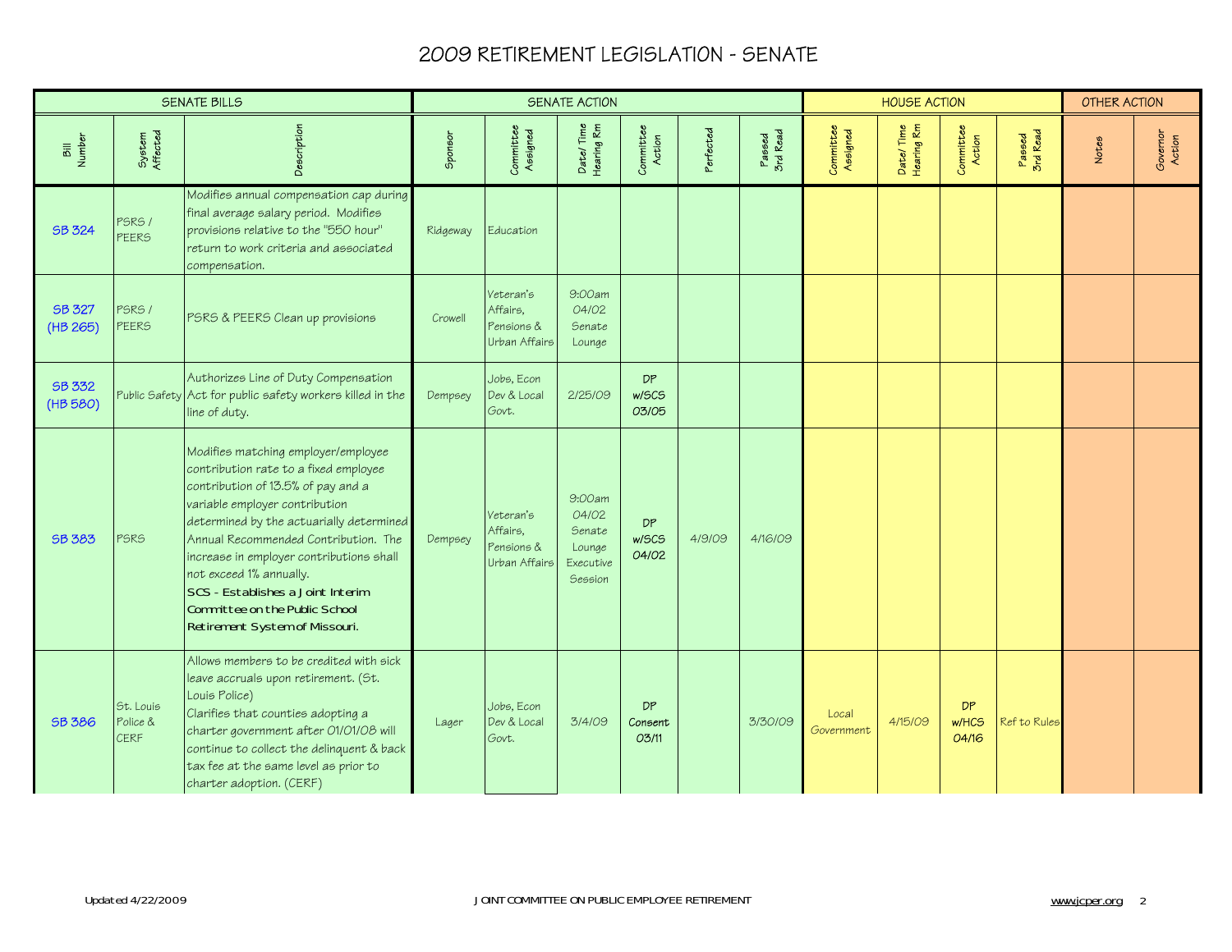# 2009 RETIREMENT LEGISLATION - SENATE

| SENATE BILLS | | | SENATE ACTION | | | | | | HOUSE ACTION | | | | OTHER ACTION | |
|---|---|---|---|---|---|---|---|---|---|---|---|---|---|---|
| Bill Number | System Affected | Description | Sponsor | Committee Assigned | Date/ Time Hearing Rm | Committee Action | Perfected | Passed 3rd Read | Committee Assigned | Date/ Time Hearing Rm | Committee Action | Passed 3rd Read | Notes | Governor Action |
| SB 324 | PSRS / PEERS | Modifies annual compensation cap during final average salary period. Modifies provisions relative to the "550 hour" return to work criteria and associated compensation. | Ridgeway | Education | | | | | | | | | | |
| SB 327 (HB 265) | PSRS / PEERS | PSRS & PEERS Clean up provisions | Crowell | Veteran's Affairs, Pensions & Urban Affairs | 9:00am 04/02 Senate Lounge | | | | | | | | | |
| SB 332 (HB 580) | Public Safety | Authorizes Line of Duty Compensation Act for public safety workers killed in the line of duty. | Dempsey | Jobs, Econ Dev & Local Govt. | 2/25/09 | DP w/SCS 03/05 | | | | | | | | |
| SB 383 | PSRS | Modifies matching employer/employee contribution rate to a fixed employee contribution of 13.5% of pay and a variable employer contribution determined by the actuarially determined Annual Recommended Contribution. The increase in employer contributions shall not exceed 1% annually. **SCS - Establishes a Joint Interim Committee on the Public School Retirement System of Missouri.** | Dempsey | Veteran's Affairs, Pensions & Urban Affairs | 9:00am 04/02 Senate Lounge Executive Session | DP w/SCS 04/02 | 4/9/09 | 4/16/09 | | | | | | |
| SB 386 | St. Louis Police & CERF | Allows members to be credited with sick leave accruals upon retirement. (St. Louis Police) Clarifies that counties adopting a charter government after 01/01/08 will continue to collect the delinquent & back tax fee at the same level as prior to charter adoption. (CERF) | Lager | Jobs, Econ Dev & Local Govt. | 3/4/09 | DP Consent 03/11 | | 3/30/09 | Local Government | 4/15/09 | DP w/HCS 04/16 | Ref to Rules | | |

Updated 4/22/2009 — JOINT COMMITTEE ON PUBLIC EMPLOYEE RETIREMENT — www.jcper.org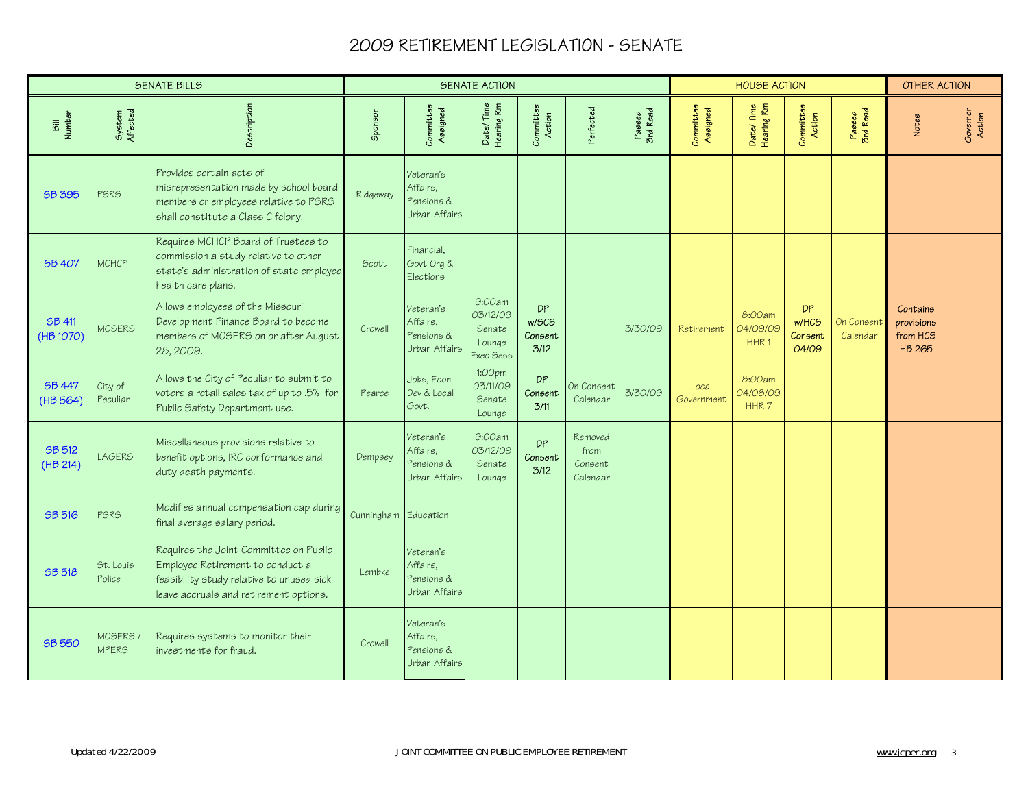# 2009 RETIREMENT LEGISLATION - SENATE

| SENATE BILLS | | | SENATE ACTION | | | | | | HOUSE ACTION | | | | OTHER ACTION | |
|---|---|---|---|---|---|---|---|---|---|---|---|---|---|---|
| Bill Number | System Affected | Description | Sponsor | Committee Assigned | Date/ Time Hearing Rm | Committee Action | Perfected | Passed 3rd Read | Committee Assigned | Date/ Time Hearing Rm | Committee Action | Passed 3rd Read | Notes | Governor Action |
| SB 395 | PSRS | Provides certain acts of misrepresentation made by school board members or employees relative to PSRS shall constitute a Class C felony. | Ridgeway | Veteran's Affairs, Pensions & Urban Affairs | | | | | | | | | | |
| SB 407 | MCHCP | Requires MCHCP Board of Trustees to commission a study relative to other state's administration of state employee health care plans. | Scott | Financial, Govt Org & Elections | | | | | | | | | | |
| SB 411 (HB 1070) | MOSERS | Allows employees of the Missouri Development Finance Board to become members of MOSERS on or after August 28, 2009. | Crowell | Veteran's Affairs, Pensions & Urban Affairs | 9:00am 03/12/09 Senate Lounge Exec Sess | DP w/SCS Consent 3/12 | | 3/30/09 | Retirement | 8:00am 04/09/09 HHR 1 | DP w/HCS Consent 04/09 | On Consent Calendar | Contains provisions from HCS HB 265 | |
| SB 447 (HB 564) | City of Peculiar | Allows the City of Peculiar to submit to voters a retail sales tax of up to .5% for Public Safety Department use. | Pearce | Jobs, Econ Dev & Local Govt. | 1:00pm 03/11/09 Senate Lounge | DP Consent 3/11 | On Consent Calendar | 3/30/09 | Local Government | 8:00am 04/08/09 HHR 7 | | | | |
| SB 512 (HB 214) | LAGERS | Miscellaneous provisions relative to benefit options, IRC conformance and duty death payments. | Dempsey | Veteran's Affairs, Pensions & Urban Affairs | 9:00am 03/12/09 Senate Lounge | DP Consent 3/12 | Removed from Consent Calendar | | | | | | | |
| SB 516 | PSRS | Modifies annual compensation cap during final average salary period. | Cunningham | Education | | | | | | | | | | |
| SB 518 | St. Louis Police | Requires the Joint Committee on Public Employee Retirement to conduct a feasibility study relative to unused sick leave accruals and retirement options. | Lembke | Veteran's Affairs, Pensions & Urban Affairs | | | | | | | | | | |
| SB 550 | MOSERS / MPERS | Requires systems to monitor their investments for fraud. | Crowell | Veteran's Affairs, Pensions & Urban Affairs | | | | | | | | | | |

Updated 4/22/2009 — JOINT COMMITTEE ON PUBLIC EMPLOYEE RETIREMENT — www.jcper.org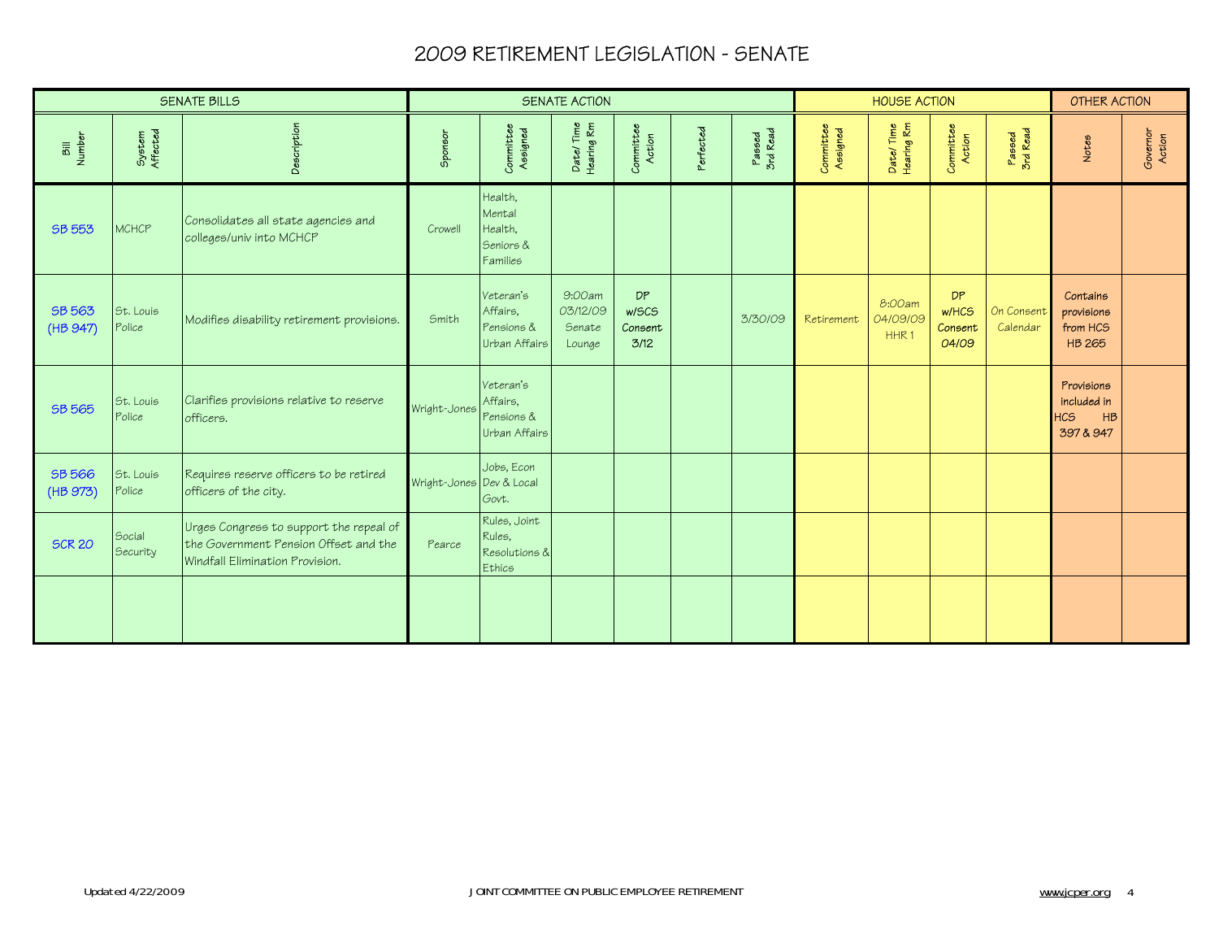# 2009 RETIREMENT LEGISLATION - SENATE

| SENATE BILLS | | | SENATE ACTION | | | | | | HOUSE ACTION | | | | OTHER ACTION | |
|---|---|---|---|---|---|---|---|---|---|---|---|---|---|---|
| Bill Number | System Affected | Description | Sponsor | Committee Assigned | Date/ Time Hearing Rm | Committee Action | Perfected | Passed 3rd Read | Committee Assigned | Date/ Time Hearing Rm | Committee Action | Passed 3rd Read | Notes | Governor Action |
| SB 553 | MCHCP | Consolidates all state agencies and colleges/univ into MCHCP | Crowell | Health, Mental Health, Seniors & Families | | | | | | | | | | |
| SB 563 (HB 947) | St. Louis Police | Modifies disability retirement provisions. | Smith | Veteran's Affairs, Pensions & Urban Affairs | 9:00am 03/12/09 Senate Lounge | DP w/SCS Consent 3/12 | | 3/30/09 | Retirement | 8:00am 04/09/09 HHR 1 | DP w/HCS Consent 04/09 | On Consent Calendar | Contains provisions from HCS HB 265 | |
| SB 565 | St. Louis Police | Clarifies provisions relative to reserve officers. | Wright-Jones | Veteran's Affairs, Pensions & Urban Affairs | | | | | | | | | Provisions included in HCS HB 397 & 947 | |
| SB 566 (HB 973) | St. Louis Police | Requires reserve officers to be retired officers of the city. | Wright-Jones | Jobs, Econ Dev & Local Govt. | | | | | | | | | | |
| SCR 20 | Social Security | Urges Congress to support the repeal of the Government Pension Offset and the Windfall Elimination Provision. | Pearce | Rules, Joint Rules, Resolutions & Ethics | | | | | | | | | | |
| | | | | | | | | | | | | | | |

Updated 4/22/2009 JOINT COMMITTEE ON PUBLIC EMPLOYEE RETIREMENT www.jcper.org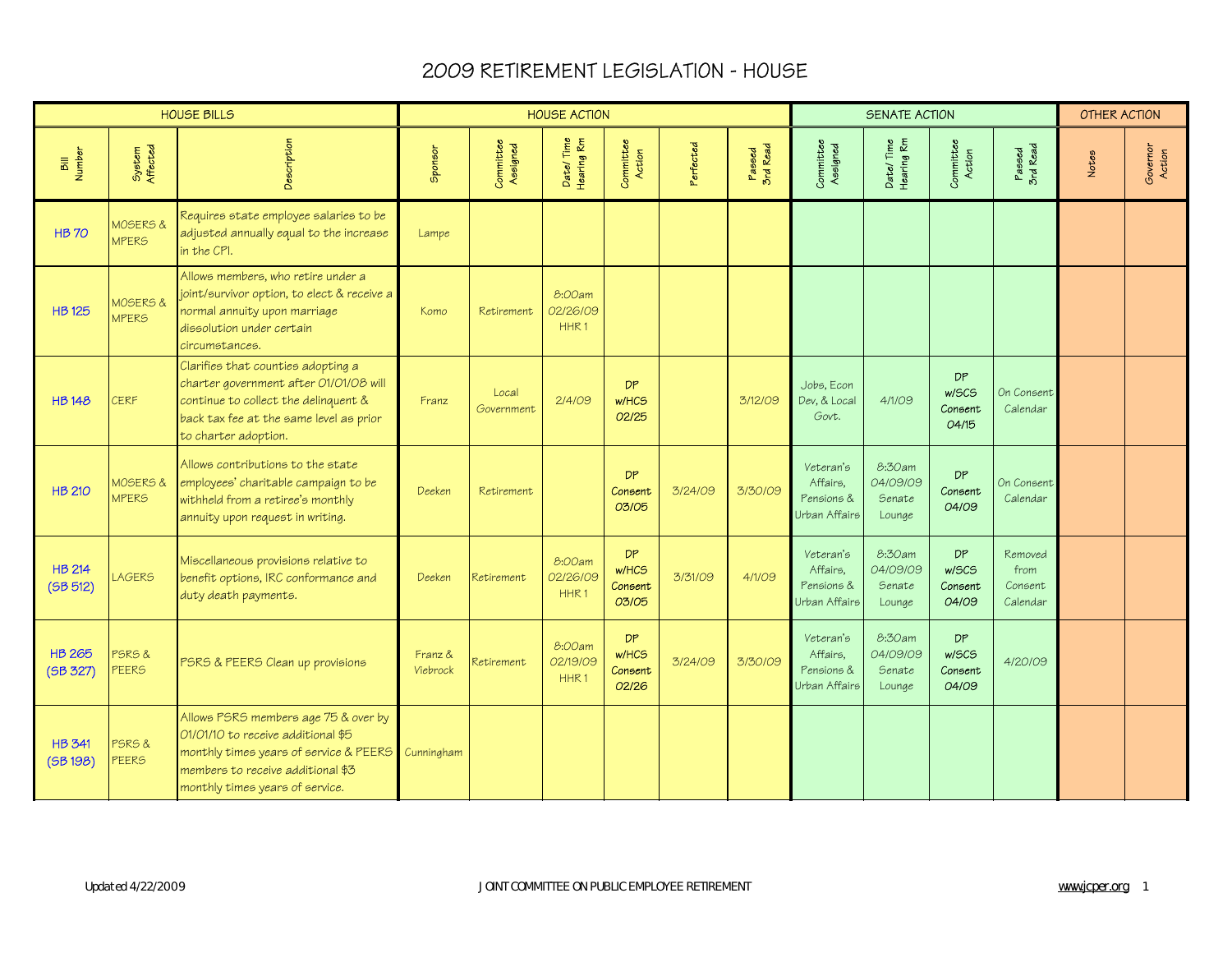# 2009 RETIREMENT LEGISLATION - HOUSE

| HOUSE BILLS | | | HOUSE ACTION | | | | | | SENATE ACTION | | | | OTHER ACTION | |
|---|---|---|---|---|---|---|---|---|---|---|---|---|---|---|
| Bill Number | System Affected | Description | Sponsor | Committee Assigned | Date/ Time Hearing Rm | Committee Action | Perfected | Passed 3rd Read | Committee Assigned | Date/ Time Hearing Rm | Committee Action | Passed 3rd Read | Notes | Governor Action |
| HB 70 | MOSERS & MPERS | Requires state employee salaries to be adjusted annually equal to the increase in the CPI. | Lampe | | | | | | | | | | | |
| HB 125 | MOSERS & MPERS | Allows members, who retire under a joint/survivor option, to elect & receive a normal annuity upon marriage dissolution under certain circumstances. | Komo | Retirement | 8:00am 02/26/09 HHR 1 | | | | | | | | | |
| HB 148 | CERF | Clarifies that counties adopting a charter government after 01/01/08 will continue to collect the delinquent & back tax fee at the same level as prior to charter adoption. | Franz | Local Government | 2/4/09 | DP w/HCS 02/25 | | 3/12/09 | Jobs, Econ Dev, & Local Govt. | 4/1/09 | DP w/SCS Consent 04/15 | On Consent Calendar | | |
| HB 210 | MOSERS & MPERS | Allows contributions to the state employees' charitable campaign to be withheld from a retiree's monthly annuity upon request in writing. | Deeken | Retirement | | DP Consent 03/05 | 3/24/09 | 3/30/09 | Veteran's Affairs, Pensions & Urban Affairs | 8:30am 04/09/09 Senate Lounge | DP Consent 04/09 | On Consent Calendar | | |
| HB 214 (SB 512) | LAGERS | Miscellaneous provisions relative to benefit options, IRC conformance and duty death payments. | Deeken | Retirement | 8:00am 02/26/09 HHR 1 | DP w/HCS Consent 03/05 | 3/31/09 | 4/1/09 | Veteran's Affairs, Pensions & Urban Affairs | 8:30am 04/09/09 Senate Lounge | DP w/SCS Consent 04/09 | Removed from Consent Calendar | | |
| HB 265 (SB 327) | PSRS & PEERS | PSRS & PEERS Clean up provisions | Franz & Viebrock | Retirement | 8:00am 02/19/09 HHR 1 | DP w/HCS Consent 02/26 | 3/24/09 | 3/30/09 | Veteran's Affairs, Pensions & Urban Affairs | 8:30am 04/09/09 Senate Lounge | DP w/SCS Consent 04/09 | 4/20/09 | | |
| HB 341 (SB 198) | PSRS & PEERS | Allows PSRS members age 75 & over by 01/01/10 to receive additional $5 monthly times years of service & PEERS members to receive additional $3 monthly times years of service. | Cunningham | | | | | | | | | | | |

Updated 4/22/2009 JOINT COMMITTEE ON PUBLIC EMPLOYEE RETIREMENT www.jcper.org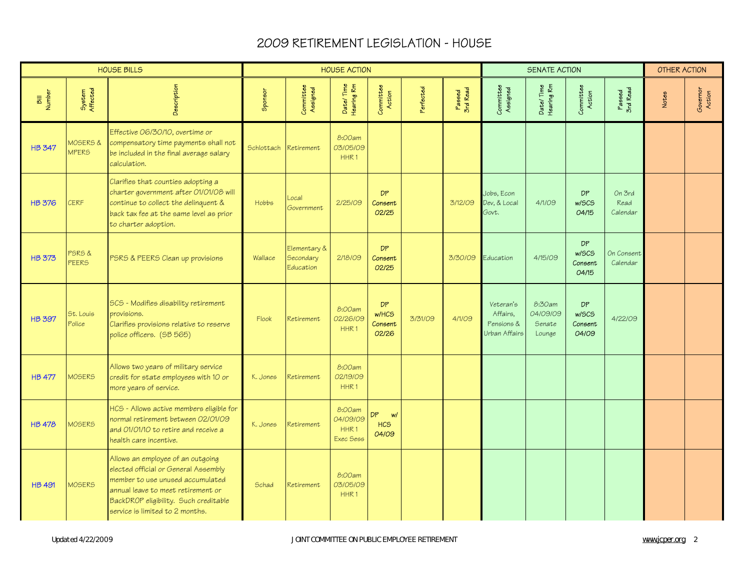# 2009 RETIREMENT LEGISLATION - HOUSE

| HOUSE BILLS | | | HOUSE ACTION | | | | | | SENATE ACTION | | | | OTHER ACTION | |
|---|---|---|---|---|---|---|---|---|---|---|---|---|---|---|
| Bill Number | System Affected | Description | Sponsor | Committee Assigned | Date/ Time Hearing Rm | Committee Action | Perfected | Passed 3rd Read | Committee Assigned | Date/ Time Hearing Rm | Committee Action | Passed 3rd Read | Notes | Governor Action |
| HB 347 | MOSERS & MPERS | Effective 06/30/10, overtime or compensatory time payments shall not be included in the final average salary calculation. | Schlottach | Retirement | 8:00am 03/05/09 HHR 1 | | | | | | | | | |
| HB 376 | CERF | Clarifies that counties adopting a charter government after 01/01/08 will continue to collect the delinquent & back tax fee at the same level as prior to charter adoption. | Hobbs | Local Government | 2/25/09 | DP Consent 02/25 | | 3/12/09 | Jobs, Econ Dev, & Local Govt. | 4/1/09 | DP w/SCS 04/15 | On 3rd Read Calendar | | |
| HB 373 | PSRS & PEERS | PSRS & PEERS Clean up provisions | Wallace | Elementary & Secondary Education | 2/18/09 | DP Consent 02/25 | | 3/30/09 | Education | 4/15/09 | DP w/SCS Consent 04/15 | On Consent Calendar | | |
| HB 397 | St. Louis Police | SCS - Modifies disability retirement provisions. Clarifies provisions relative to reserve police officers. (SB 565) | Flook | Retirement | 8:00am 02/26/09 HHR 1 | DP w/HCS Consent 02/26 | 3/31/09 | 4/1/09 | Veteran's Affairs, Pensions & Urban Affairs | 8:30am 04/09/09 Senate Lounge | DP w/SCS Consent 04/09 | 4/22/09 | | |
| HB 477 | MOSERS | Allows two years of military service credit for state employees with 10 or more years of service. | K. Jones | Retirement | 8:00am 02/19/09 HHR 1 | | | | | | | | | |
| HB 478 | MOSERS | HCS - Allows active members eligible for normal retirement between 02/01/09 and 01/01/10 to retire and receive a health care incentive. | K. Jones | Retirement | 8:00am 04/09/09 HHR 1 Exec Sess | DP w/ HCS 04/09 | | | | | | | | |
| HB 491 | MOSERS | Allows an employee of an outgoing elected official or General Assembly member to use unused accumulated annual leave to meet retirement or BackDROP eligibility. Such creditable service is limited to 2 months. | Schad | Retirement | 8:00am 03/05/09 HHR 1 | | | | | | | | | |

Updated 4/22/2009 — JOINT COMMITTEE ON PUBLIC EMPLOYEE RETIREMENT — www.jcper.org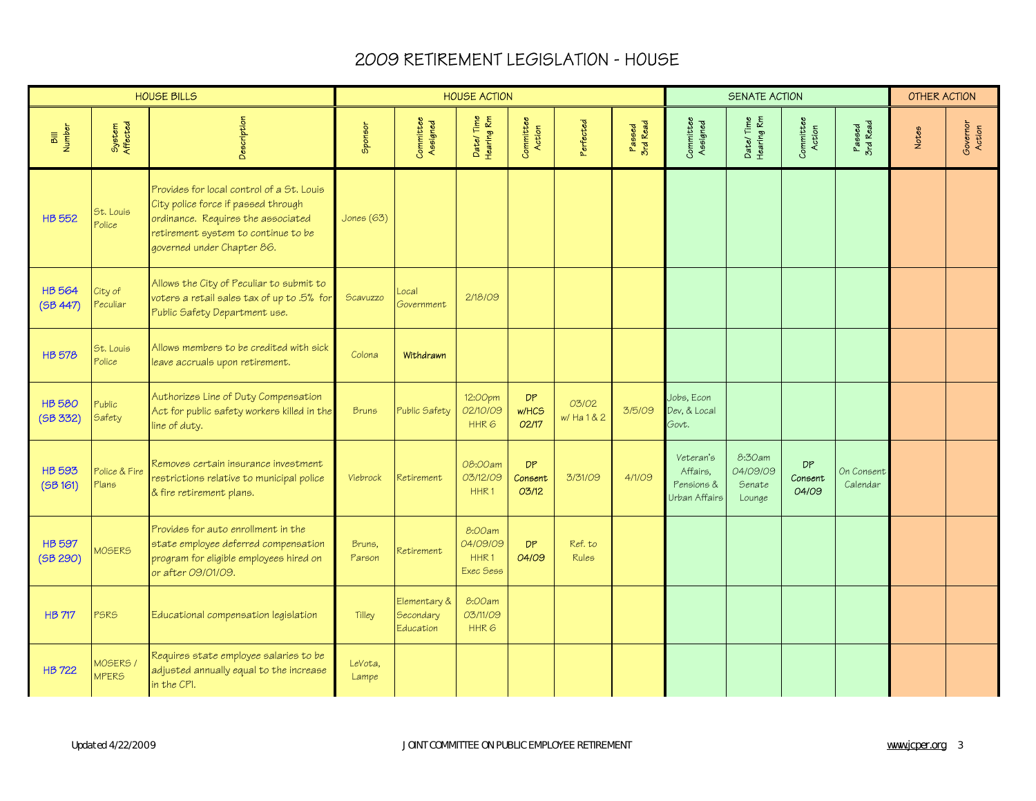# 2009 RETIREMENT LEGISLATION - HOUSE

| HOUSE BILLS | | | HOUSE ACTION | | | | | | SENATE ACTION | | | | OTHER ACTION | |
|---|---|---|---|---|---|---|---|---|---|---|---|---|---|---|
| Bill Number | System Affected | Description | Sponsor | Committee Assigned | Date/ Time Hearing Rm | Committee Action | Perfected | Passed 3rd Read | Committee Assigned | Date/ Time Hearing Rm | Committee Action | Passed 3rd Read | Notes | Governor Action |
| HB 552 | St. Louis Police | Provides for local control of a St. Louis City police force if passed through ordinance. Requires the associated retirement system to continue to be governed under Chapter 86. | Jones (63) | | | | | | | | | | | |
| HB 564 (SB 447) | City of Peculiar | Allows the City of Peculiar to submit to voters a retail sales tax of up to .5% for Public Safety Department use. | Scavuzzo | Local Government | 2/18/09 | | | | | | | | | |
| HB 578 | St. Louis Police | Allows members to be credited with sick leave accruals upon retirement. | Colona | **Withdrawn** | | | | | | | | | | |
| HB 580 (SB 332) | Public Safety | Authorizes Line of Duty Compensation Act for public safety workers killed in the line of duty. | Bruns | Public Safety | 12:00pm 02/10/09 HHR 6 | DP w/HCS 02/17 | 03/02 w/ Ha 1 & 2 | 3/5/09 | Jobs, Econ Dev, & Local Govt. | | | | | |
| HB 593 (SB 161) | Police & Fire Plans | Removes certain insurance investment restrictions relative to municipal police & fire retirement plans. | Viebrock | Retirement | 08:00am 03/12/09 HHR 1 | DP Consent 03/12 | 3/31/09 | 4/1/09 | Veteran's Affairs, Pensions & Urban Affairs | 8:30am 04/09/09 Senate Lounge | DP Consent 04/09 | On Consent Calendar | | |
| HB 597 (SB 290) | MOSERS | Provides for auto enrollment in the state employee deferred compensation program for eligible employees hired on or after 09/01/09. | Bruns, Parson | Retirement | 8:00am 04/09/09 HHR 1 Exec Sess | DP 04/09 | Ref. to Rules | | | | | | | |
| HB 717 | PSRS | Educational compensation legislation | Tilley | Elementary & Secondary Education | 8:00am 03/11/09 HHR 6 | | | | | | | | | |
| HB 722 | MOSERS / MPERS | Requires state employee salaries to be adjusted annually equal to the increase in the CPI. | LeVota, Lampe | | | | | | | | | | | |

Updated 4/22/2009 JOINT COMMITTEE ON PUBLIC EMPLOYEE RETIREMENT www.jcper.org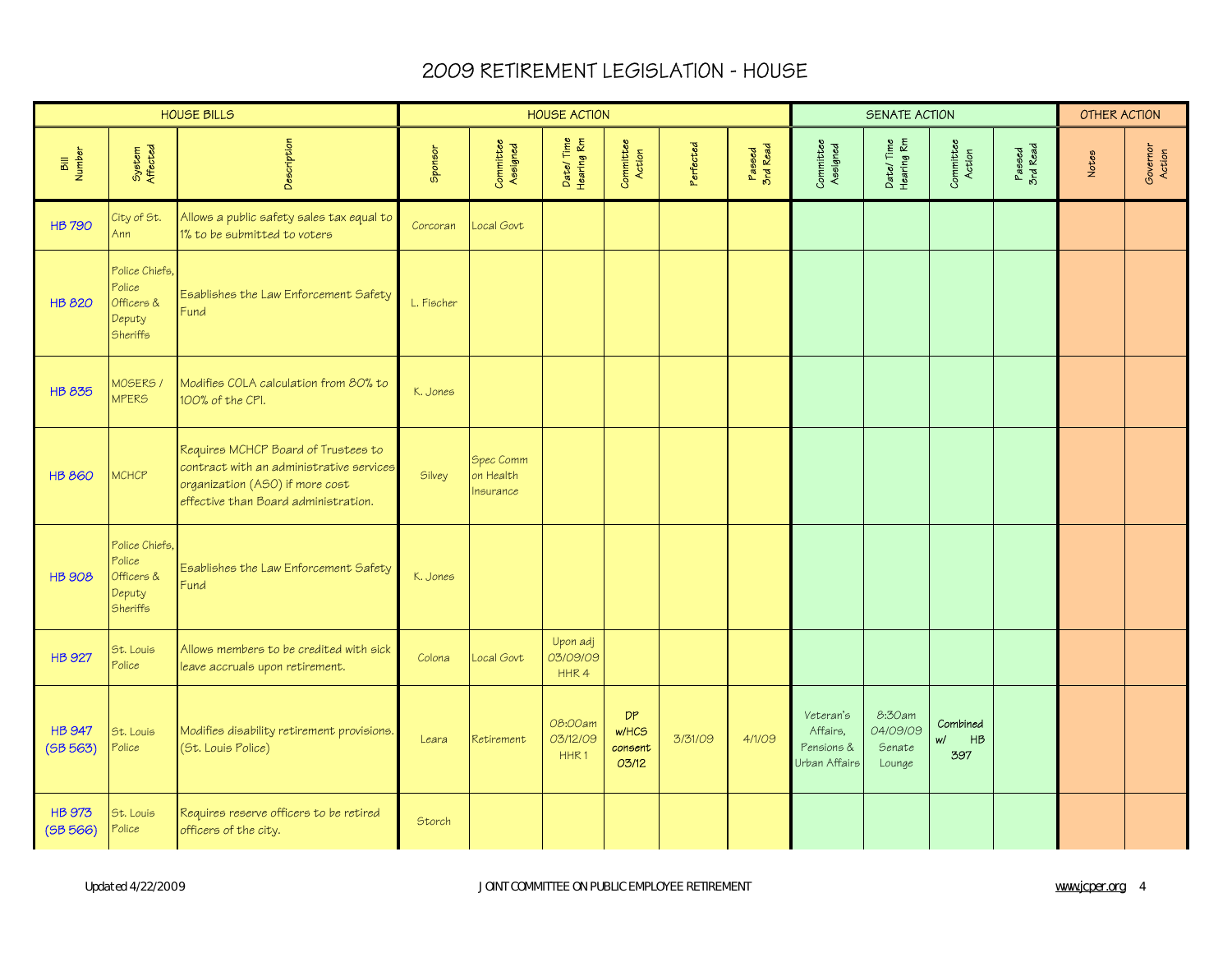# 2009 RETIREMENT LEGISLATION - HOUSE

| HOUSE BILLS | | | HOUSE ACTION | | | | | | SENATE ACTION | | | | OTHER ACTION | |
|---|---|---|---|---|---|---|---|---|---|---|---|---|---|---|
| Bill Number | System Affected | Description | Sponsor | Committee Assigned | Date/ Time Hearing Rm | Committee Action | Perfected | Passed 3rd Read | Committee Assigned | Date/ Time Hearing Rm | Committee Action | Passed 3rd Read | Notes | Governor Action |
| HB 790 | City of St. Ann | Allows a public safety sales tax equal to 1% to be submitted to voters | Corcoran | Local Govt | | | | | | | | | | |
| HB 820 | Police Chiefs, Police Officers & Deputy Sheriffs | Esablishes the Law Enforcement Safety Fund | L. Fischer | | | | | | | | | | | |
| HB 835 | MOSERS / MPERS | Modifies COLA calculation from 80% to 100% of the CPI. | K. Jones | | | | | | | | | | | |
| HB 860 | MCHCP | Requires MCHCP Board of Trustees to contract with an administrative services organization (ASO) if more cost effective than Board administration. | Silvey | Spec Comm on Health Insurance | | | | | | | | | | |
| HB 908 | Police Chiefs, Police Officers & Deputy Sheriffs | Esablishes the Law Enforcement Safety Fund | K. Jones | | | | | | | | | | | |
| HB 927 | St. Louis Police | Allows members to be credited with sick leave accruals upon retirement. | Colona | Local Govt | Upon adj 03/09/09 HHR 4 | | | | | | | | | |
| HB 947 (SB 563) | St. Louis Police | Modifies disability retirement provisions. (St. Louis Police) | Leara | Retirement | 08:00am 03/12/09 HHR 1 | DP w/HCS consent 03/12 | 3/31/09 | 4/1/09 | Veteran's Affairs, Pensions & Urban Affairs | 8:30am 04/09/09 Senate Lounge | **Combined w/ HB 397** | | | |
| HB 973 (SB 566) | St. Louis Police | Requires reserve officers to be retired officers of the city. | Storch | | | | | | | | | | | |

Updated 4/22/2009 JOINT COMMITTEE ON PUBLIC EMPLOYEE RETIREMENT www.jcper.org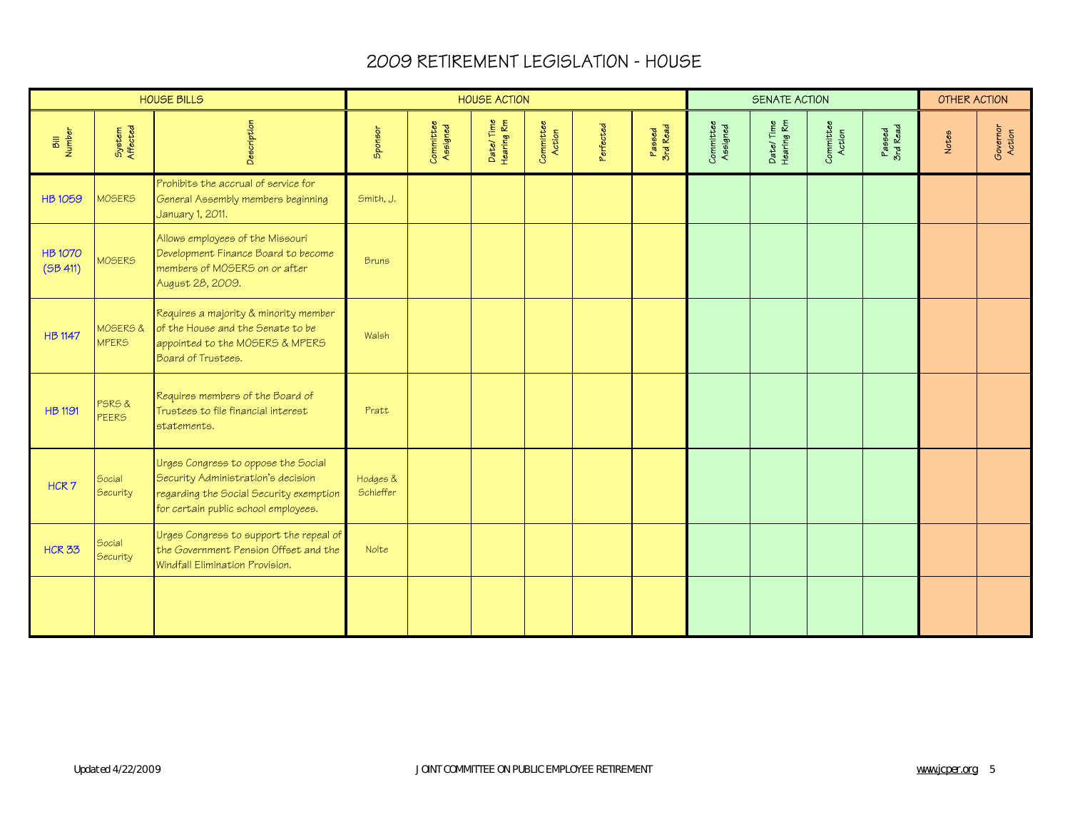# 2009 RETIREMENT LEGISLATION - HOUSE

| HOUSE BILLS | | | HOUSE ACTION | | | | | | SENATE ACTION | | | | OTHER ACTION | |
|---|---|---|---|---|---|---|---|---|---|---|---|---|---|---|
| Bill Number | System Affected | Description | Sponsor | Committee Assigned | Date/Time Hearing Rm | Committee Action | Perfected | Passed 3rd Read | Committee Assigned | Date/Time Hearing Rm | Committee Action | Passed 3rd Read | Notes | Governor Action |
| HB 1059 | MOSERS | Prohibits the accrual of service for General Assembly members beginning January 1, 2011. | Smith, J. | | | | | | | | | | | |
| HB 1070 (SB 411) | MOSERS | Allows employees of the Missouri Development Finance Board to become members of MOSERS on or after August 28, 2009. | Bruns | | | | | | | | | | | |
| HB 1147 | MOSERS & MPERS | Requires a majority & minority member of the House and the Senate to be appointed to the MOSERS & MPERS Board of Trustees. | Walsh | | | | | | | | | | | |
| HB 1191 | PSRS & PEERS | Requires members of the Board of Trustees to file financial interest statements. | Pratt | | | | | | | | | | | |
| HCR 7 | Social Security | Urges Congress to oppose the Social Security Administration's decision regarding the Social Security exemption for certain public school employees. | Hodges & Schieffer | | | | | | | | | | | |
| HCR 33 | Social Security | Urges Congress to support the repeal of the Government Pension Offset and the Windfall Elimination Provision. | Nolte | | | | | | | | | | | |
| | | | | | | | | | | | | | | |

Updated 4/22/2009 JOINT COMMITTEE ON PUBLIC EMPLOYEE RETIREMENT www.jcper.org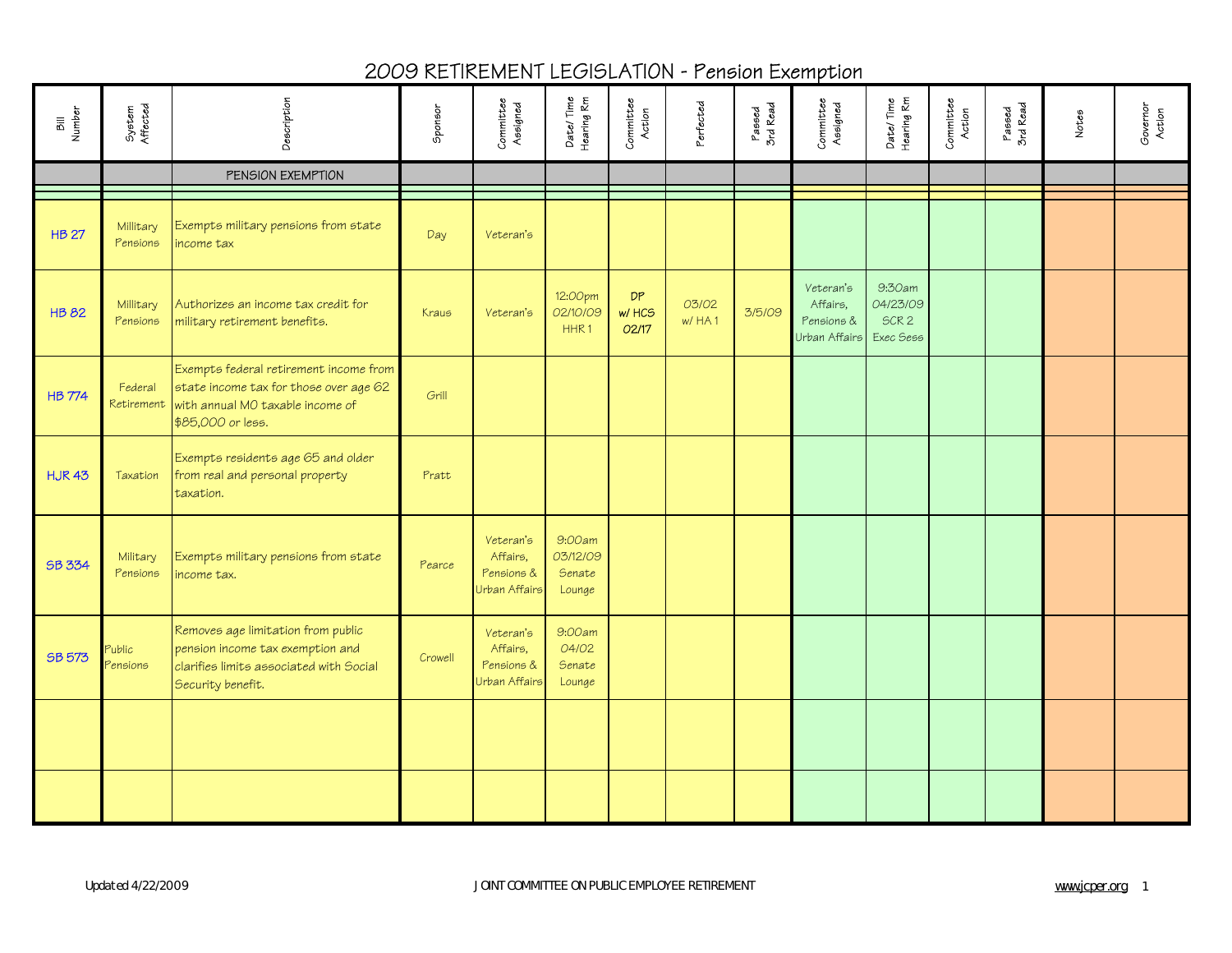# 2009 RETIREMENT LEGISLATION - Pension Exemption

| Bill Number | System Affected | Description | Sponsor | Committee Assigned | Date/ Time Hearing Rm | Committee Action | Perfected | Passed 3rd Read | Committee Assigned | Date/ Time Hearing Rm | Committee Action | Passed 3rd Read | Notes | Governor Action |
|---|---|---|---|---|---|---|---|---|---|---|---|---|---|---|
| | | PENSION EXEMPTION | | | | | | | | | | | | |
| HB 27 | Military Pensions | Exempts military pensions from state income tax | Day | Veteran's | | | | | | | | | | |
| HB 82 | Military Pensions | Authorizes an income tax credit for military retirement benefits. | Kraus | Veteran's | 12:00pm 02/10/09 HHR 1 | DP w/ HCS 02/17 | 03/02 w/ HA 1 | 3/5/09 | Veteran's Affairs, Pensions & Urban Affairs | 9:30am 04/23/09 SCR 2 Exec Sess | | | | |
| HB 774 | Federal Retirement | Exempts federal retirement income from state income tax for those over age 62 with annual MO taxable income of $85,000 or less. | Grill | | | | | | | | | | | |
| HJR 43 | Taxation | Exempts residents age 65 and older from real and personal property taxation. | Pratt | | | | | | | | | | | |
| SB 334 | Military Pensions | Exempts military pensions from state income tax. | Pearce | Veteran's Affairs, Pensions & Urban Affairs | 9:00am 03/12/09 Senate Lounge | | | | | | | | | |
| SB 573 | Public Pensions | Removes age limitation from public pension income tax exemption and clarifies limits associated with Social Security benefit. | Crowell | Veteran's Affairs, Pensions & Urban Affairs | 9:00am 04/02 Senate Lounge | | | | | | | | | |
| | | | | | | | | | | | | | | |
| | | | | | | | | | | | | | | |

Updated 4/22/2009 JOINT COMMITTEE ON PUBLIC EMPLOYEE RETIREMENT www.jcper.org